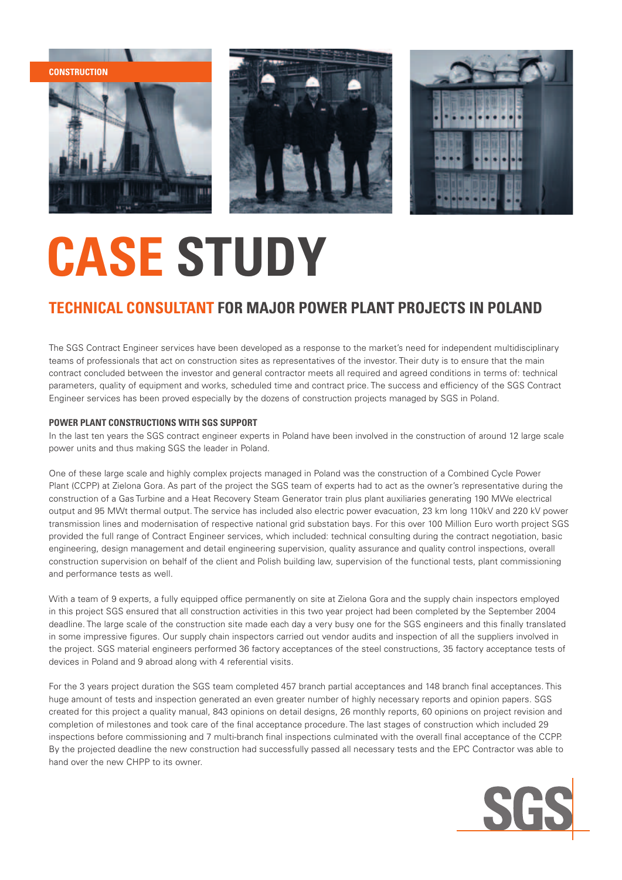CONSTRUCTION

# CASE STUDY

## TECHNICAL CONSULTANT FOR MAJOR POWER PLANT PROJECTS IN POLAND

The SGS Contract Engineer services have been developed as a response to the market's need for independent multidisciplinary teams of professionals that act on construction sites as representatives of the investor. Their duty is to ensure that the main contract concluded between the investor and general contractor meets all required and agreed conditions in terms of: technical parameters, quality of equipment and works, scheduled time and contract price. The success and efficiency of the SGS Contract Engineer services has been proved especially by the dozens of construction projects managed by SGS in Poland.

### POWER PLANT CONSTRUCTIONS WITH SGS SUPPORT

In the last ten years the SGS contract engineer experts in Poland have been involved in the construction of around 12 large scale power units and thus making SGS the leader in Poland.

One of these large scale and highly complex projects managed in Poland was the construction of a Combined Cycle Power Plant (CCPP) at Zielona Gora. As part of the project the SGS team of experts had to act as the owner's representative during the construction of a Gas Turbine and a Heat Recovery Steam Generator train plus plant auxiliaries generating 190 MWe electrical output and 95 MWt thermal output. The service has included also electric power evacuation, 23 km long 110kV and 220 kV power transmission lines and modernisation of respective national grid substation bays. For this over 100 Million Euro worth project SGS provided the full range of Contract Engineer services, which included: technical consulting during the contract negotiation, basic engineering, design management and detail engineering supervision, quality assurance and quality control inspections, overall construction supervision on behalf of the client and Polish building law, supervision of the functional tests, plant commissioning and performance tests as well.

With a team of 9 experts, a fully equipped office permanently on site at Zielona Gora and the supply chain inspectors employed in this project SGS ensured that all construction activities in this two year project had been completed by the September 2004 deadline. The large scale of the construction site made each day a very busy one for the SGS engineers and this finally translated in some impressive figures. Our supply chain inspectors carried out vendor audits and inspection of all the suppliers involved in the project. SGS material engineers performed 36 factory acceptances of the steel constructions, 35 factory acceptance tests of devices in Poland and 9 abroad along with 4 referential visits.

For the 3 years project duration the SGS team completed 457 branch partial acceptances and 148 branch final acceptances. This huge amount of tests and inspection generated an even greater number of highly necessary reports and opinion papers. SGS created for this project a quality manual, 843 opinions on detail designs, 26 monthly reports, 60 opinions on project revision and completion of milestones and took care of the final acceptance procedure. The last stages of construction which included 29 inspections before commissioning and 7 multi-branch final inspections culminated with the overall final acceptance of the CCPP. By the projected deadline the new construction had successfully passed all necessary tests and the EPC Contractor was able to hand over the new CHPP to its owner.

SGS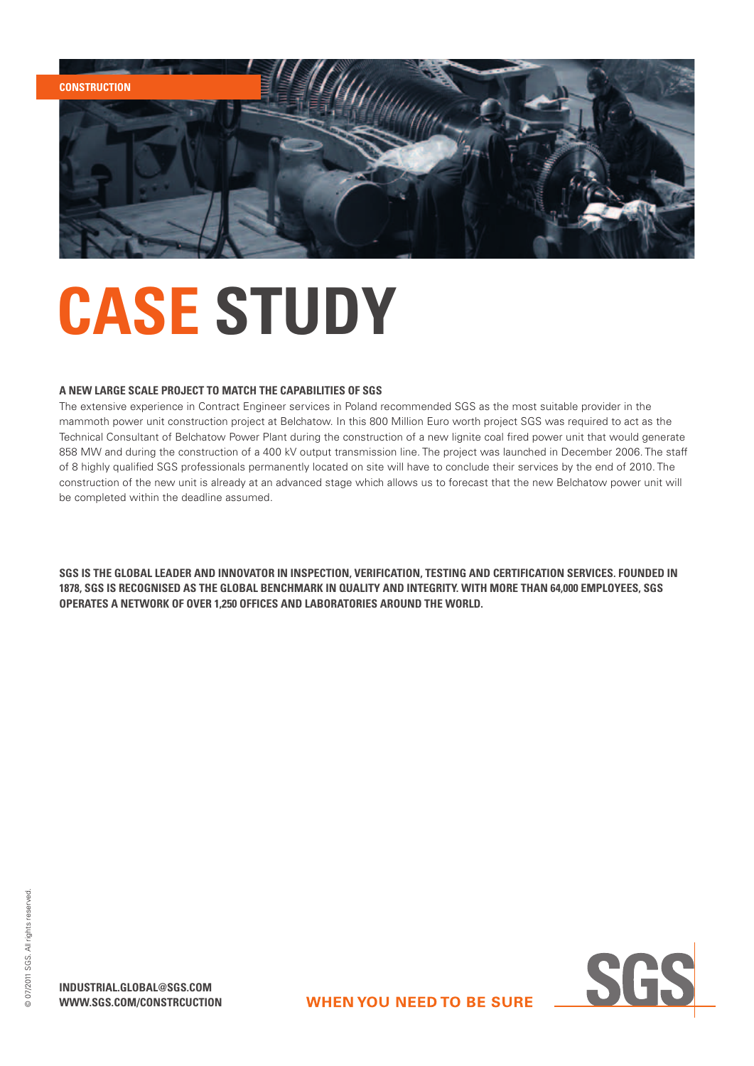CONSTRUCTION

# CASE STUDY

## A NEW LARGE SCALE PROJECT TO MATCH THE CAPABILITIES OF SGS

The extensive experience in Contract Engineer services in Poland recommended SGS as the most suitable provider in the mammoth power unit construction project at Belchatow. In this 800 Million Euro worth project SGS was required to act as the Technical Consultant of Belchatow Power Plant during the construction of a new lignite coal fired power unit that would generate 858 MW and during the construction of a 400 kV output transmission line. The project was launched in December 2006. The staff of 8 highly qualified SGS professionals permanently located on site will have to conclude their services by the end of 2010. The construction of the new unit is already at an advanced stage which allows us to forecast that the new Belchatow power unit will be completed within the deadline assumed.

**SGS IS THE GLOBAL LEADER AND INNOVATOR IN INSPECTION, VERIFICATION, TESTING AND CERTIFICATION SERVICES. FOUNDED IN 1878, SGS IS RECOGNISED AS THE GLOBAL BENCHMARK IN QUALITY AND INTEGRITY. WITH MORE THAN 64,000 EMPLOYEES, SGS OPERATES A NETWORK OF OVER 1,250 OFFICES AND LABORATORIES AROUND THE WORLD.**

© 07/2011 SGS. All rights reserved.

**INDUSTRIAL.GLOBAL@SGS.COM**
**WWW.SGS.COM/CONSTRCUCTION**

**WHEN YOU NEED TO BE SURE**

SGS